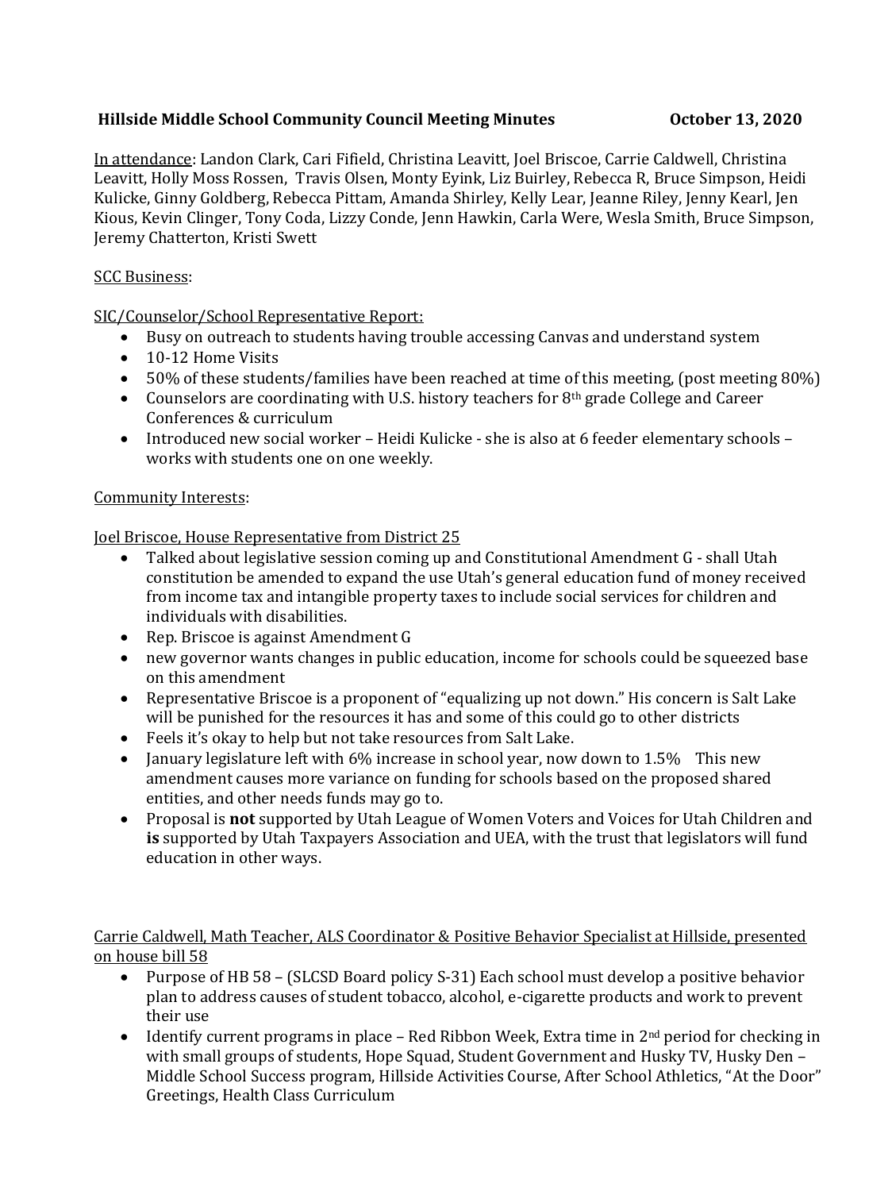**Hillside Middle School Community Council Meeting Minutes October 13, 2020**

In attendance: Landon Clark, Cari Fifield, Christina Leavitt, Joel Briscoe, Carrie Caldwell, Christina Leavitt, Holly Moss Rossen, Travis Olsen, Monty Eyink, Liz Buirley, Rebecca R, Bruce Simpson, Heidi Kulicke, Ginny Goldberg, Rebecca Pittam, Amanda Shirley, Kelly Lear, Jeanne Riley, Jenny Kearl, Jen Kious, Kevin Clinger, Tony Coda, Lizzy Conde, Jenn Hawkin, Carla Were, Wesla Smith, Bruce Simpson, Jeremy Chatterton, Kristi Swett

SCC Business:

SIC/Counselor/School Representative Report:

- Busy on outreach to students having trouble accessing Canvas and understand system
- 10-12 Home Visits
- 50% of these students/families have been reached at time of this meeting, (post meeting 80%)
- Counselors are coordinating with U.S. history teachers for 8th grade College and Career Conferences & curriculum
- Introduced new social worker – Heidi Kulicke - she is also at 6 feeder elementary schools – works with students one on one weekly.

Community Interests:

Joel Briscoe, House Representative from District 25

- Talked about legislative session coming up and Constitutional Amendment G - shall Utah constitution be amended to expand the use Utah's general education fund of money received from income tax and intangible property taxes to include social services for children and individuals with disabilities.
- Rep. Briscoe is against Amendment G
- new governor wants changes in public education, income for schools could be squeezed base on this amendment
- Representative Briscoe is a proponent of "equalizing up not down." His concern is Salt Lake will be punished for the resources it has and some of this could go to other districts
- Feels it's okay to help but not take resources from Salt Lake.
- January legislature left with 6% increase in school year, now down to 1.5% This new amendment causes more variance on funding for schools based on the proposed shared entities, and other needs funds may go to.
- Proposal is **not** supported by Utah League of Women Voters and Voices for Utah Children and **is** supported by Utah Taxpayers Association and UEA, with the trust that legislators will fund education in other ways.

Carrie Caldwell, Math Teacher, ALS Coordinator & Positive Behavior Specialist at Hillside, presented on house bill 58

- Purpose of HB 58 – (SLCSD Board policy S-31) Each school must develop a positive behavior plan to address causes of student tobacco, alcohol, e-cigarette products and work to prevent their use
- Identify current programs in place – Red Ribbon Week, Extra time in 2nd period for checking in with small groups of students, Hope Squad, Student Government and Husky TV, Husky Den – Middle School Success program, Hillside Activities Course, After School Athletics, "At the Door" Greetings, Health Class Curriculum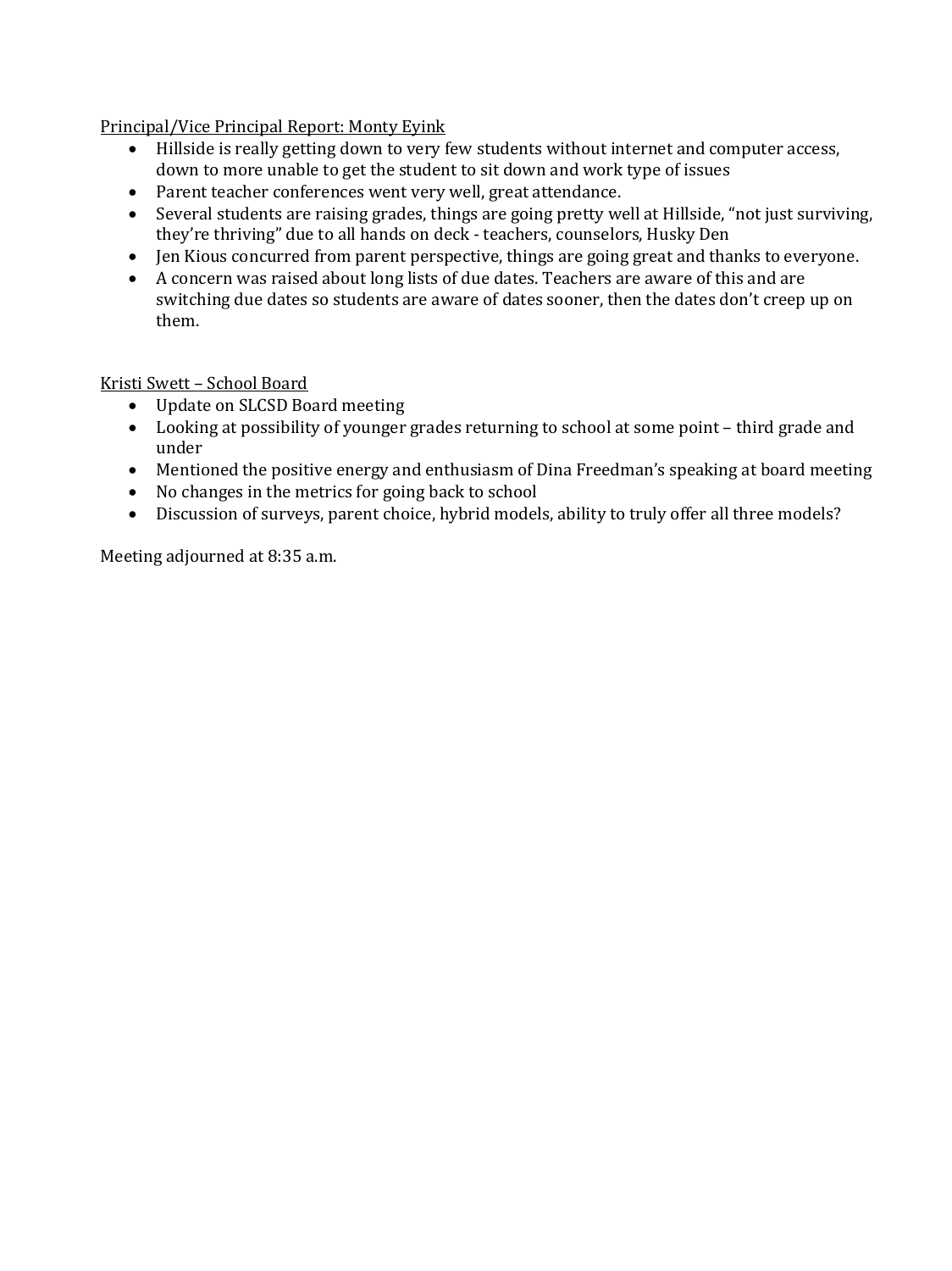Principal/Vice Principal Report: Monty Eyink

- Hillside is really getting down to very few students without internet and computer access, down to more unable to get the student to sit down and work type of issues
- Parent teacher conferences went very well, great attendance.
- Several students are raising grades, things are going pretty well at Hillside, "not just surviving, they're thriving" due to all hands on deck - teachers, counselors, Husky Den
- Jen Kious concurred from parent perspective, things are going great and thanks to everyone.
- A concern was raised about long lists of due dates. Teachers are aware of this and are switching due dates so students are aware of dates sooner, then the dates don't creep up on them.

Kristi Swett – School Board

- Update on SLCSD Board meeting
- Looking at possibility of younger grades returning to school at some point – third grade and under
- Mentioned the positive energy and enthusiasm of Dina Freedman's speaking at board meeting
- No changes in the metrics for going back to school
- Discussion of surveys, parent choice, hybrid models, ability to truly offer all three models?

Meeting adjourned at 8:35 a.m.